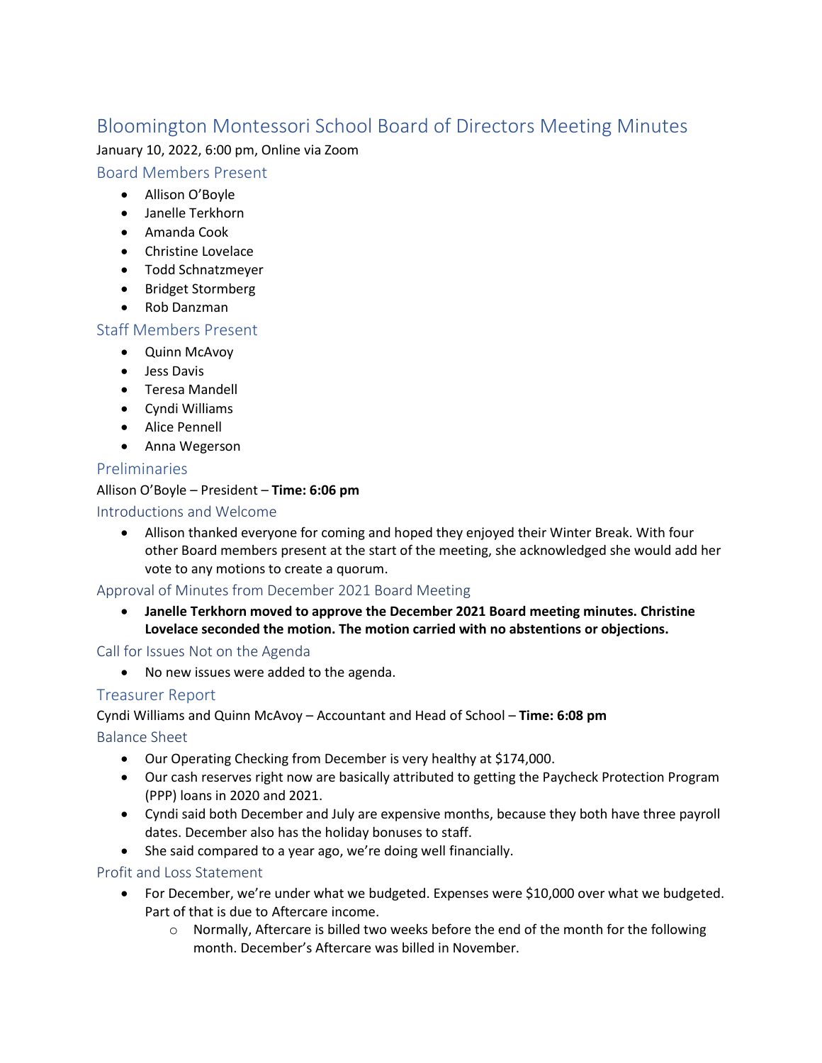# Bloomington Montessori School Board of Directors Meeting Minutes

January 10, 2022, 6:00 pm, Online via Zoom

## Board Members Present

- Allison O'Boyle
- Janelle Terkhorn
- Amanda Cook
- Christine Lovelace
- Todd Schnatzmeyer
- Bridget Stormberg
- Rob Danzman

## Staff Members Present

- Quinn McAvoy
- Jess Davis
- Teresa Mandell
- Cyndi Williams
- Alice Pennell
- Anna Wegerson

## Preliminaries

Allison O'Boyle – President – **Time: 6:06 pm**

### Introductions and Welcome

- Allison thanked everyone for coming and hoped they enjoyed their Winter Break. With four other Board members present at the start of the meeting, she acknowledged she would add her vote to any motions to create a quorum.

### Approval of Minutes from December 2021 Board Meeting

- **Janelle Terkhorn moved to approve the December 2021 Board meeting minutes. Christine Lovelace seconded the motion. The motion carried with no abstentions or objections.**

### Call for Issues Not on the Agenda

- No new issues were added to the agenda.

## Treasurer Report

Cyndi Williams and Quinn McAvoy – Accountant and Head of School – **Time: 6:08 pm**

### Balance Sheet

- Our Operating Checking from December is very healthy at $174,000.
- Our cash reserves right now are basically attributed to getting the Paycheck Protection Program (PPP) loans in 2020 and 2021.
- Cyndi said both December and July are expensive months, because they both have three payroll dates. December also has the holiday bonuses to staff.
- She said compared to a year ago, we're doing well financially.

### Profit and Loss Statement

- For December, we're under what we budgeted. Expenses were $10,000 over what we budgeted. Part of that is due to Aftercare income.
  - Normally, Aftercare is billed two weeks before the end of the month for the following month. December's Aftercare was billed in November.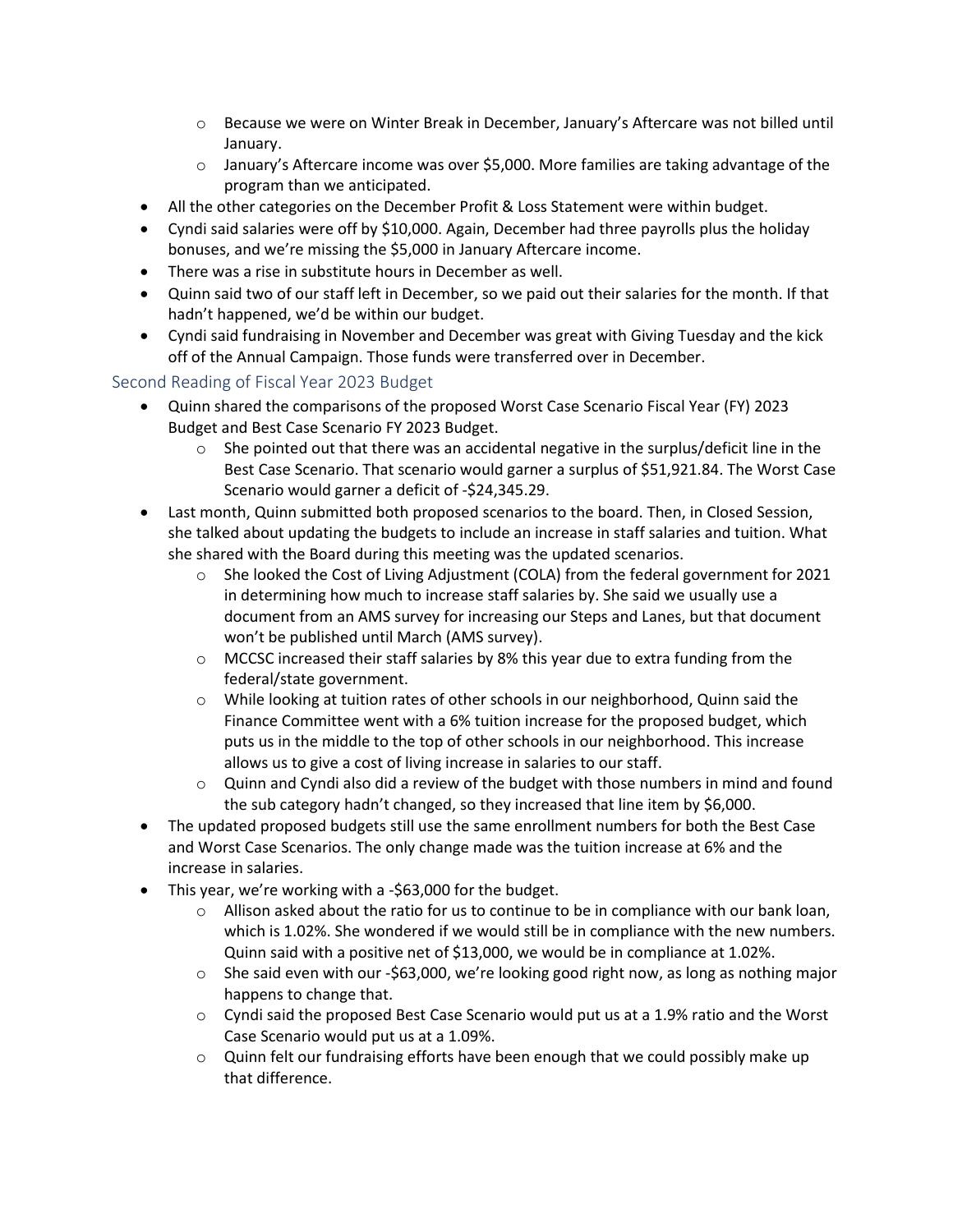- Because we were on Winter Break in December, January's Aftercare was not billed until January.
  - January's Aftercare income was over $5,000. More families are taking advantage of the program than we anticipated.
- All the other categories on the December Profit & Loss Statement were within budget.
- Cyndi said salaries were off by $10,000. Again, December had three payrolls plus the holiday bonuses, and we're missing the $5,000 in January Aftercare income.
- There was a rise in substitute hours in December as well.
- Quinn said two of our staff left in December, so we paid out their salaries for the month. If that hadn't happened, we'd be within our budget.
- Cyndi said fundraising in November and December was great with Giving Tuesday and the kick off of the Annual Campaign. Those funds were transferred over in December.

## Second Reading of Fiscal Year 2023 Budget

- Quinn shared the comparisons of the proposed Worst Case Scenario Fiscal Year (FY) 2023 Budget and Best Case Scenario FY 2023 Budget.
  - She pointed out that there was an accidental negative in the surplus/deficit line in the Best Case Scenario. That scenario would garner a surplus of $51,921.84. The Worst Case Scenario would garner a deficit of -$24,345.29.
- Last month, Quinn submitted both proposed scenarios to the board. Then, in Closed Session, she talked about updating the budgets to include an increase in staff salaries and tuition. What she shared with the Board during this meeting was the updated scenarios.
  - She looked the Cost of Living Adjustment (COLA) from the federal government for 2021 in determining how much to increase staff salaries by. She said we usually use a document from an AMS survey for increasing our Steps and Lanes, but that document won't be published until March (AMS survey).
  - MCCSC increased their staff salaries by 8% this year due to extra funding from the federal/state government.
  - While looking at tuition rates of other schools in our neighborhood, Quinn said the Finance Committee went with a 6% tuition increase for the proposed budget, which puts us in the middle to the top of other schools in our neighborhood. This increase allows us to give a cost of living increase in salaries to our staff.
  - Quinn and Cyndi also did a review of the budget with those numbers in mind and found the sub category hadn't changed, so they increased that line item by $6,000.
- The updated proposed budgets still use the same enrollment numbers for both the Best Case and Worst Case Scenarios. The only change made was the tuition increase at 6% and the increase in salaries.
- This year, we're working with a -$63,000 for the budget.
  - Allison asked about the ratio for us to continue to be in compliance with our bank loan, which is 1.02%. She wondered if we would still be in compliance with the new numbers. Quinn said with a positive net of $13,000, we would be in compliance at 1.02%.
  - She said even with our -$63,000, we're looking good right now, as long as nothing major happens to change that.
  - Cyndi said the proposed Best Case Scenario would put us at a 1.9% ratio and the Worst Case Scenario would put us at a 1.09%.
  - Quinn felt our fundraising efforts have been enough that we could possibly make up that difference.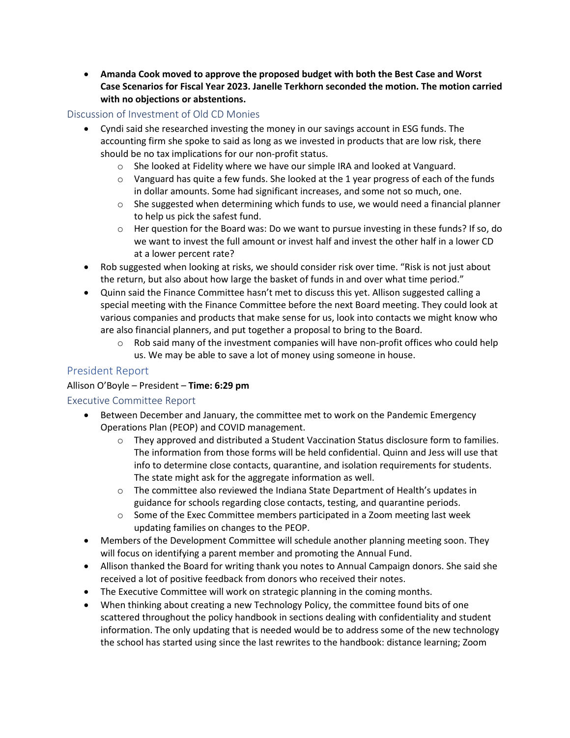- **Amanda Cook moved to approve the proposed budget with both the Best Case and Worst Case Scenarios for Fiscal Year 2023. Janelle Terkhorn seconded the motion. The motion carried with no objections or abstentions.**

## Discussion of Investment of Old CD Monies

- Cyndi said she researched investing the money in our savings account in ESG funds. The accounting firm she spoke to said as long as we invested in products that are low risk, there should be no tax implications for our non-profit status.
  - She looked at Fidelity where we have our simple IRA and looked at Vanguard.
  - Vanguard has quite a few funds. She looked at the 1 year progress of each of the funds in dollar amounts. Some had significant increases, and some not so much, one.
  - She suggested when determining which funds to use, we would need a financial planner to help us pick the safest fund.
  - Her question for the Board was: Do we want to pursue investing in these funds? If so, do we want to invest the full amount or invest half and invest the other half in a lower CD at a lower percent rate?
- Rob suggested when looking at risks, we should consider risk over time. "Risk is not just about the return, but also about how large the basket of funds in and over what time period."
- Quinn said the Finance Committee hasn't met to discuss this yet. Allison suggested calling a special meeting with the Finance Committee before the next Board meeting. They could look at various companies and products that make sense for us, look into contacts we might know who are also financial planners, and put together a proposal to bring to the Board.
  - Rob said many of the investment companies will have non-profit offices who could help us. We may be able to save a lot of money using someone in house.

## President Report

Allison O'Boyle – President – **Time: 6:29 pm**

## Executive Committee Report

- Between December and January, the committee met to work on the Pandemic Emergency Operations Plan (PEOP) and COVID management.
  - They approved and distributed a Student Vaccination Status disclosure form to families. The information from those forms will be held confidential. Quinn and Jess will use that info to determine close contacts, quarantine, and isolation requirements for students. The state might ask for the aggregate information as well.
  - The committee also reviewed the Indiana State Department of Health's updates in guidance for schools regarding close contacts, testing, and quarantine periods.
  - Some of the Exec Committee members participated in a Zoom meeting last week updating families on changes to the PEOP.
- Members of the Development Committee will schedule another planning meeting soon. They will focus on identifying a parent member and promoting the Annual Fund.
- Allison thanked the Board for writing thank you notes to Annual Campaign donors. She said she received a lot of positive feedback from donors who received their notes.
- The Executive Committee will work on strategic planning in the coming months.
- When thinking about creating a new Technology Policy, the committee found bits of one scattered throughout the policy handbook in sections dealing with confidentiality and student information. The only updating that is needed would be to address some of the new technology the school has started using since the last rewrites to the handbook: distance learning; Zoom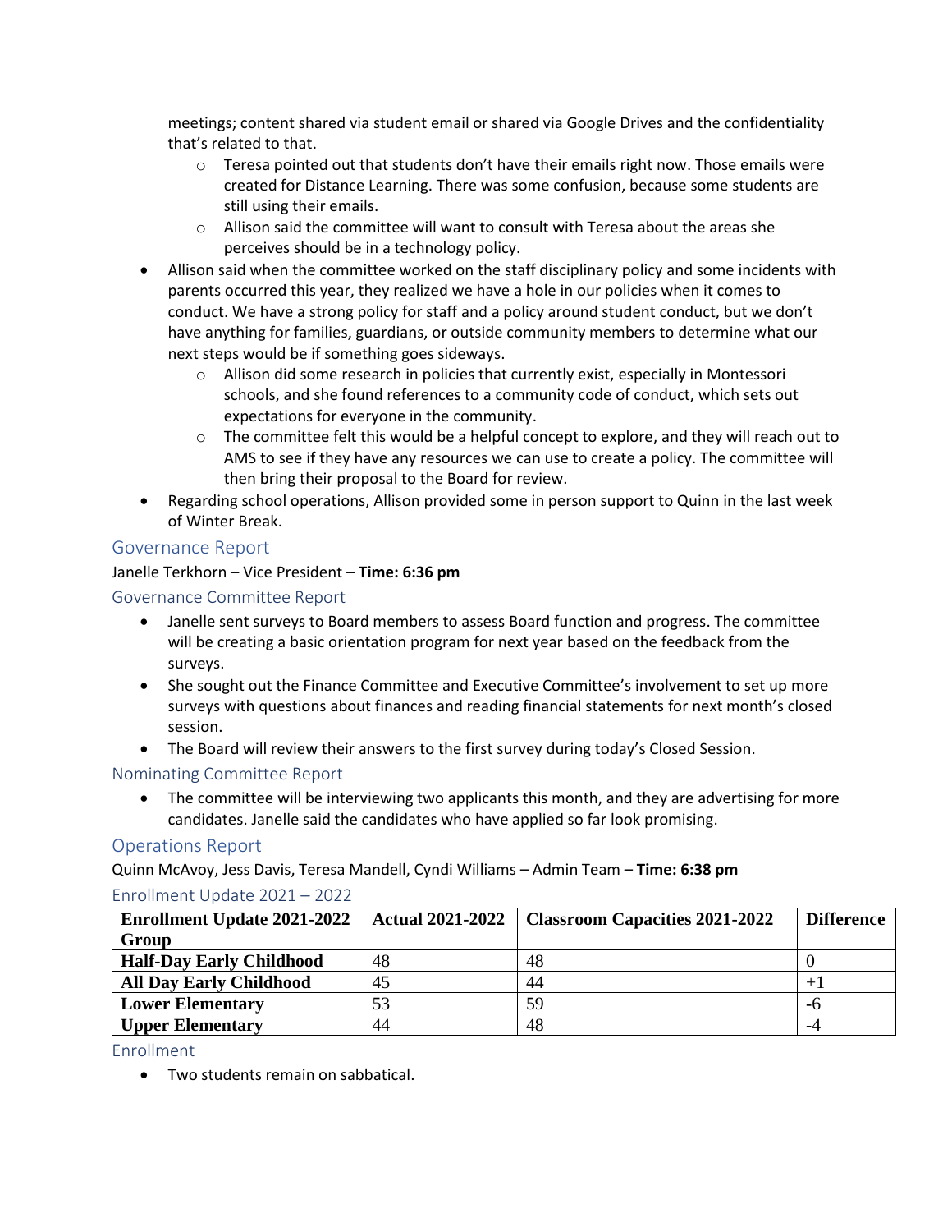meetings; content shared via student email or shared via Google Drives and the confidentiality that's related to that.
  - Teresa pointed out that students don't have their emails right now. Those emails were created for Distance Learning. There was some confusion, because some students are still using their emails.
  - Allison said the committee will want to consult with Teresa about the areas she perceives should be in a technology policy.
- Allison said when the committee worked on the staff disciplinary policy and some incidents with parents occurred this year, they realized we have a hole in our policies when it comes to conduct. We have a strong policy for staff and a policy around student conduct, but we don't have anything for families, guardians, or outside community members to determine what our next steps would be if something goes sideways.
  - Allison did some research in policies that currently exist, especially in Montessori schools, and she found references to a community code of conduct, which sets out expectations for everyone in the community.
  - The committee felt this would be a helpful concept to explore, and they will reach out to AMS to see if they have any resources we can use to create a policy. The committee will then bring their proposal to the Board for review.
- Regarding school operations, Allison provided some in person support to Quinn in the last week of Winter Break.

## Governance Report

Janelle Terkhorn – Vice President – **Time: 6:36 pm**

### Governance Committee Report

- Janelle sent surveys to Board members to assess Board function and progress. The committee will be creating a basic orientation program for next year based on the feedback from the surveys.
- She sought out the Finance Committee and Executive Committee's involvement to set up more surveys with questions about finances and reading financial statements for next month's closed session.
- The Board will review their answers to the first survey during today's Closed Session.

### Nominating Committee Report

- The committee will be interviewing two applicants this month, and they are advertising for more candidates. Janelle said the candidates who have applied so far look promising.

## Operations Report

Quinn McAvoy, Jess Davis, Teresa Mandell, Cyndi Williams – Admin Team – **Time: 6:38 pm**

### Enrollment Update 2021 – 2022

| Enrollment Update 2021-2022 Group | Actual 2021-2022 | Classroom Capacities 2021-2022 | Difference |
|---|---|---|---|
| **Half-Day Early Childhood** | 48 | 48 | 0 |
| **All Day Early Childhood** | 45 | 44 | +1 |
| **Lower Elementary** | 53 | 59 | -6 |
| **Upper Elementary** | 44 | 48 | -4 |

### Enrollment

- Two students remain on sabbatical.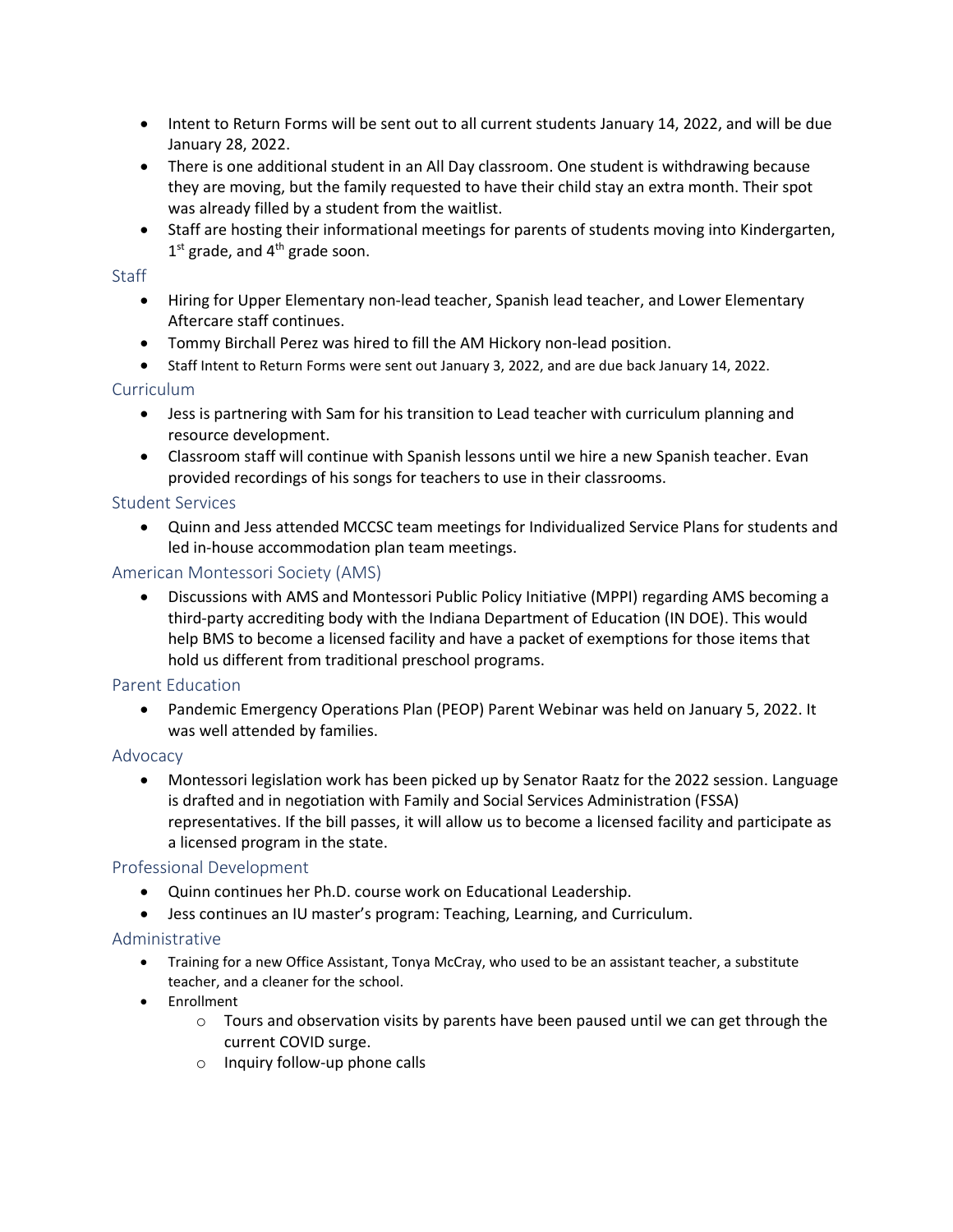- Intent to Return Forms will be sent out to all current students January 14, 2022, and will be due January 28, 2022.
- There is one additional student in an All Day classroom. One student is withdrawing because they are moving, but the family requested to have their child stay an extra month. Their spot was already filled by a student from the waitlist.
- Staff are hosting their informational meetings for parents of students moving into Kindergarten, 1st grade, and 4th grade soon.

### Staff

- Hiring for Upper Elementary non-lead teacher, Spanish lead teacher, and Lower Elementary Aftercare staff continues.
- Tommy Birchall Perez was hired to fill the AM Hickory non-lead position.
- Staff Intent to Return Forms were sent out January 3, 2022, and are due back January 14, 2022.

### Curriculum

- Jess is partnering with Sam for his transition to Lead teacher with curriculum planning and resource development.
- Classroom staff will continue with Spanish lessons until we hire a new Spanish teacher. Evan provided recordings of his songs for teachers to use in their classrooms.

### Student Services

- Quinn and Jess attended MCCSC team meetings for Individualized Service Plans for students and led in-house accommodation plan team meetings.

### American Montessori Society (AMS)

- Discussions with AMS and Montessori Public Policy Initiative (MPPI) regarding AMS becoming a third-party accrediting body with the Indiana Department of Education (IN DOE). This would help BMS to become a licensed facility and have a packet of exemptions for those items that hold us different from traditional preschool programs.

### Parent Education

- Pandemic Emergency Operations Plan (PEOP) Parent Webinar was held on January 5, 2022. It was well attended by families.

### Advocacy

- Montessori legislation work has been picked up by Senator Raatz for the 2022 session. Language is drafted and in negotiation with Family and Social Services Administration (FSSA) representatives. If the bill passes, it will allow us to become a licensed facility and participate as a licensed program in the state.

### Professional Development

- Quinn continues her Ph.D. course work on Educational Leadership.
- Jess continues an IU master's program: Teaching, Learning, and Curriculum.

### Administrative

- Training for a new Office Assistant, Tonya McCray, who used to be an assistant teacher, a substitute teacher, and a cleaner for the school.
- Enrollment
  - Tours and observation visits by parents have been paused until we can get through the current COVID surge.
  - Inquiry follow-up phone calls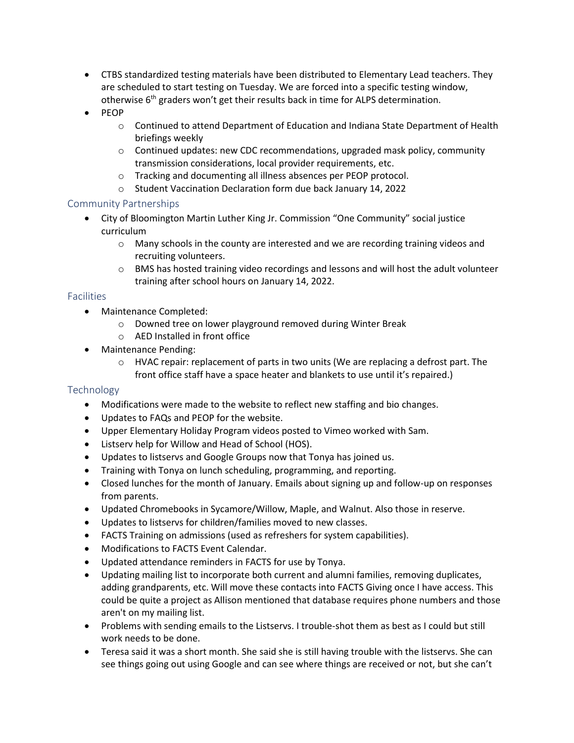- CTBS standardized testing materials have been distributed to Elementary Lead teachers. They are scheduled to start testing on Tuesday. We are forced into a specific testing window, otherwise 6th graders won't get their results back in time for ALPS determination.
- PEOP
  - Continued to attend Department of Education and Indiana State Department of Health briefings weekly
  - Continued updates: new CDC recommendations, upgraded mask policy, community transmission considerations, local provider requirements, etc.
  - Tracking and documenting all illness absences per PEOP protocol.
  - Student Vaccination Declaration form due back January 14, 2022

## Community Partnerships

- City of Bloomington Martin Luther King Jr. Commission "One Community" social justice curriculum
  - Many schools in the county are interested and we are recording training videos and recruiting volunteers.
  - BMS has hosted training video recordings and lessons and will host the adult volunteer training after school hours on January 14, 2022.

## Facilities

- Maintenance Completed:
  - Downed tree on lower playground removed during Winter Break
  - AED Installed in front office
- Maintenance Pending:
  - HVAC repair: replacement of parts in two units (We are replacing a defrost part. The front office staff have a space heater and blankets to use until it's repaired.)

## Technology

- Modifications were made to the website to reflect new staffing and bio changes.
- Updates to FAQs and PEOP for the website.
- Upper Elementary Holiday Program videos posted to Vimeo worked with Sam.
- Listserv help for Willow and Head of School (HOS).
- Updates to listservs and Google Groups now that Tonya has joined us.
- Training with Tonya on lunch scheduling, programming, and reporting.
- Closed lunches for the month of January. Emails about signing up and follow-up on responses from parents.
- Updated Chromebooks in Sycamore/Willow, Maple, and Walnut. Also those in reserve.
- Updates to listservs for children/families moved to new classes.
- FACTS Training on admissions (used as refreshers for system capabilities).
- Modifications to FACTS Event Calendar.
- Updated attendance reminders in FACTS for use by Tonya.
- Updating mailing list to incorporate both current and alumni families, removing duplicates, adding grandparents, etc. Will move these contacts into FACTS Giving once I have access. This could be quite a project as Allison mentioned that database requires phone numbers and those aren't on my mailing list.
- Problems with sending emails to the Listservs. I trouble-shot them as best as I could but still work needs to be done.
- Teresa said it was a short month. She said she is still having trouble with the listservs. She can see things going out using Google and can see where things are received or not, but she can't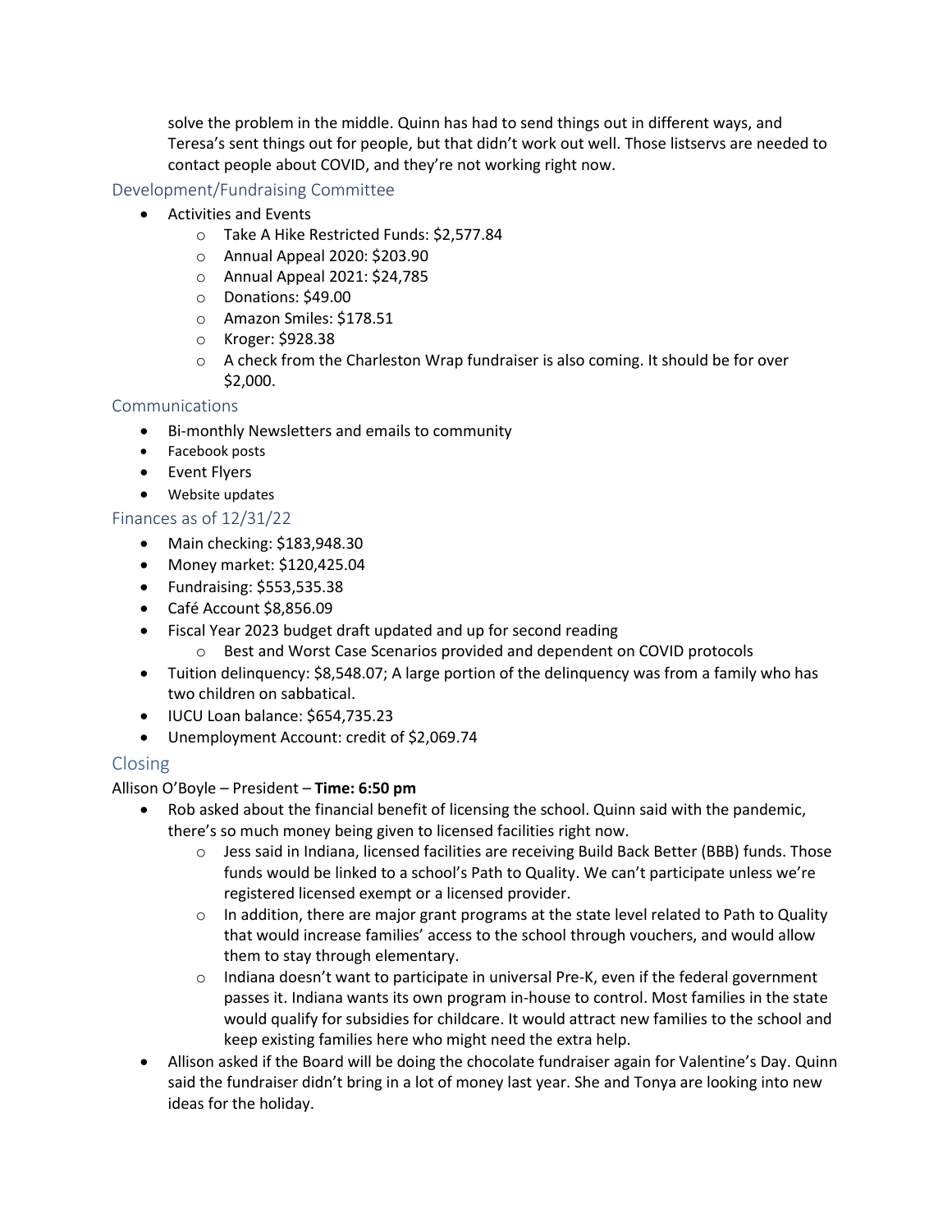solve the problem in the middle. Quinn has had to send things out in different ways, and Teresa's sent things out for people, but that didn't work out well. Those listservs are needed to contact people about COVID, and they're not working right now.

## Development/Fundraising Committee

- Activities and Events
    - Take A Hike Restricted Funds: $2,577.84
    - Annual Appeal 2020: $203.90
    - Annual Appeal 2021: $24,785
    - Donations: $49.00
    - Amazon Smiles: $178.51
    - Kroger: $928.38
    - A check from the Charleston Wrap fundraiser is also coming. It should be for over $2,000.

## Communications

- Bi-monthly Newsletters and emails to community
- Facebook posts
- Event Flyers
- Website updates

## Finances as of 12/31/22

- Main checking: $183,948.30
- Money market: $120,425.04
- Fundraising: $553,535.38
- Café Account $8,856.09
- Fiscal Year 2023 budget draft updated and up for second reading
    - Best and Worst Case Scenarios provided and dependent on COVID protocols
- Tuition delinquency: $8,548.07; A large portion of the delinquency was from a family who has two children on sabbatical.
- IUCU Loan balance: $654,735.23
- Unemployment Account: credit of $2,069.74

## Closing

Allison O'Boyle – President – **Time: 6:50 pm**

- Rob asked about the financial benefit of licensing the school. Quinn said with the pandemic, there's so much money being given to licensed facilities right now.
    - Jess said in Indiana, licensed facilities are receiving Build Back Better (BBB) funds. Those funds would be linked to a school's Path to Quality. We can't participate unless we're registered licensed exempt or a licensed provider.
    - In addition, there are major grant programs at the state level related to Path to Quality that would increase families' access to the school through vouchers, and would allow them to stay through elementary.
    - Indiana doesn't want to participate in universal Pre-K, even if the federal government passes it. Indiana wants its own program in-house to control. Most families in the state would qualify for subsidies for childcare. It would attract new families to the school and keep existing families here who might need the extra help.
- Allison asked if the Board will be doing the chocolate fundraiser again for Valentine's Day. Quinn said the fundraiser didn't bring in a lot of money last year. She and Tonya are looking into new ideas for the holiday.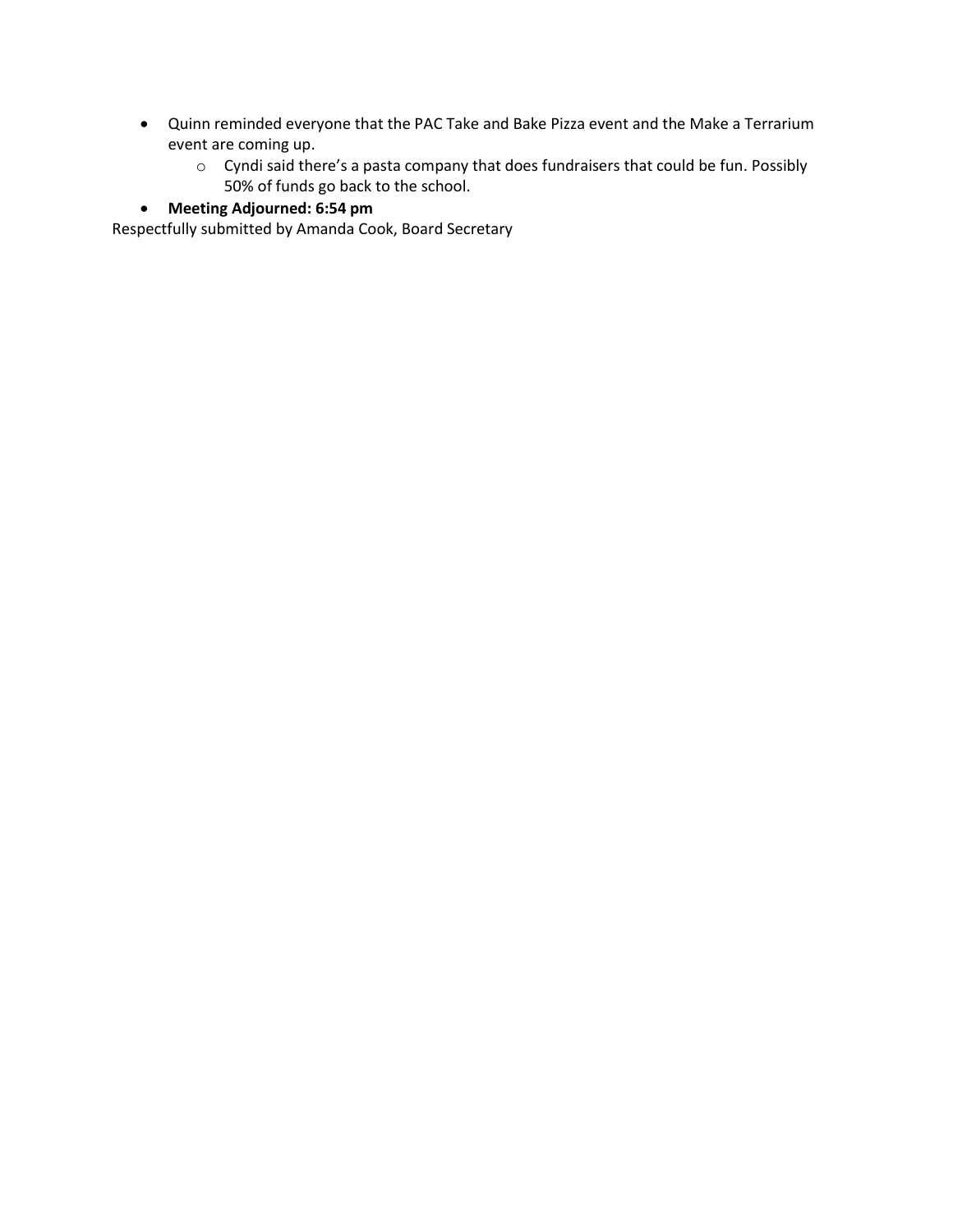- Quinn reminded everyone that the PAC Take and Bake Pizza event and the Make a Terrarium event are coming up.
    - Cyndi said there's a pasta company that does fundraisers that could be fun. Possibly 50% of funds go back to the school.
- **Meeting Adjourned: 6:54 pm**

Respectfully submitted by Amanda Cook, Board Secretary